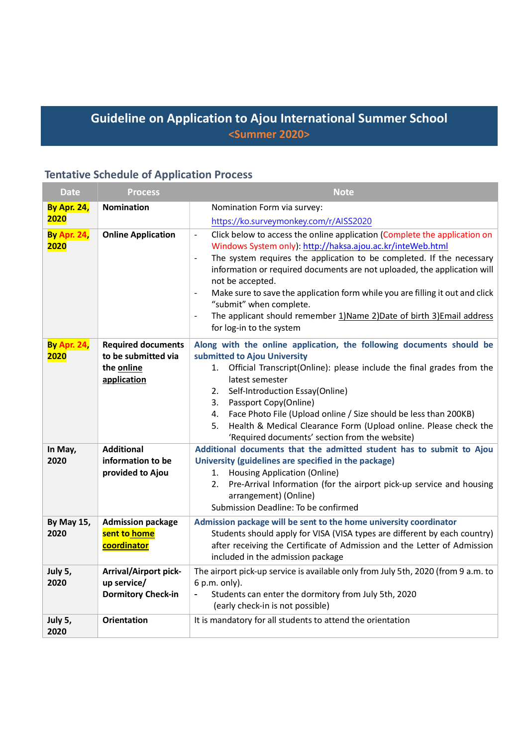# Guideline on Application to Ajou International Summer School

## <Summer 2020>

### Tentative Schedule of Application Process

| Date | Process | Note |
|---|---|---|
| By Apr. 24, 2020 | **Nomination** | Nomination Form via survey: https://ko.surveymonkey.com/r/AISS2020 |
| By Apr. 24, 2020 | **Online Application** | - Click below to access the online application (Complete the application on Windows System only): http://haksa.ajou.ac.kr/inteWeb.html<br>- The system requires the application to be completed. If the necessary information or required documents are not uploaded, the application will not be accepted.<br>- Make sure to save the application form while you are filling it out and click "submit" when complete.<br>- The applicant should remember 1)Name 2)Date of birth 3)Email address for log-in to the system |
| By Apr. 24, 2020 | **Required documents to be submitted via the online application** | **Along with the online application, the following documents should be submitted to Ajou University**<br>1. Official Transcript(Online): please include the final grades from the latest semester<br>2. Self-Introduction Essay(Online)<br>3. Passport Copy(Online)<br>4. Face Photo File (Upload online / Size should be less than 200KB)<br>5. Health & Medical Clearance Form (Upload online. Please check the 'Required documents' section from the website) |
| In May, 2020 | **Additional information to be provided to Ajou** | **Additional documents that the admitted student has to submit to Ajou University (guidelines are specified in the package)**<br>1. Housing Application (Online)<br>2. Pre-Arrival Information (for the airport pick-up service and housing arrangement) (Online)<br>Submission Deadline: To be confirmed |
| By May 15, 2020 | **Admission package sent to home coordinator** | **Admission package will be sent to the home university coordinator**<br>Students should apply for VISA (VISA types are different by each country) after receiving the Certificate of Admission and the Letter of Admission included in the admission package |
| July 5, 2020 | **Arrival/Airport pick-up service/ Dormitory Check-in** | The airport pick-up service is available only from July 5th, 2020 (from 9 a.m. to 6 p.m. only).<br>- Students can enter the dormitory from July 5th, 2020 (early check-in is not possible) |
| July 5, 2020 | **Orientation** | It is mandatory for all students to attend the orientation |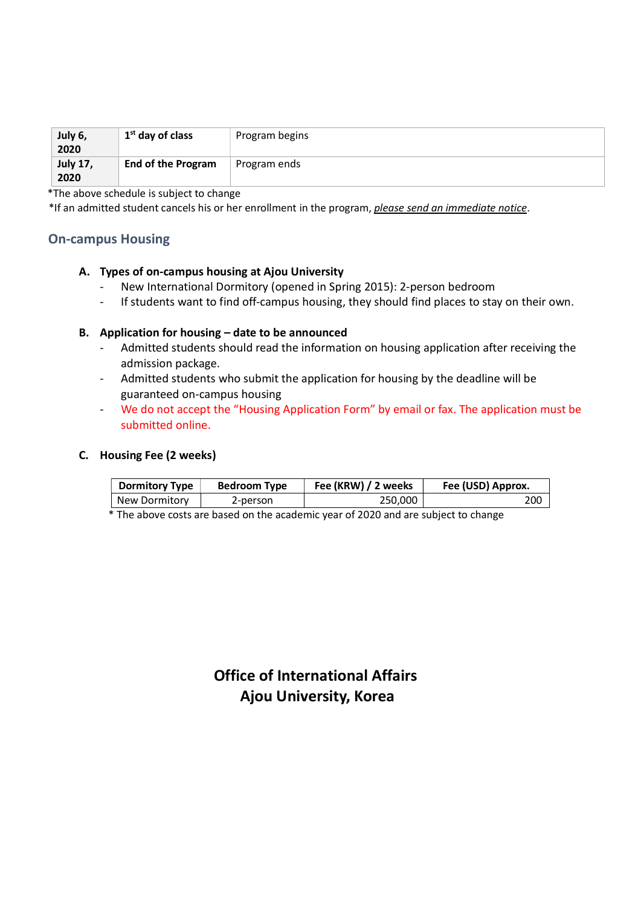| | | |
|---|---|---|
| **July 6, 2020** | **1st day of class** | Program begins |
| **July 17, 2020** | **End of the Program** | Program ends |

*The above schedule is subject to change

*If an admitted student cancels his or her enrollment in the program, ***please send an immediate notice***.

## On-campus Housing

**A. Types of on-campus housing at Ajou University**

- New International Dormitory (opened in Spring 2015): 2-person bedroom
- If students want to find off-campus housing, they should find places to stay on their own.

**B. Application for housing – date to be announced**

- Admitted students should read the information on housing application after receiving the admission package.
- Admitted students who submit the application for housing by the deadline will be guaranteed on-campus housing
- We do not accept the "Housing Application Form" by email or fax. The application must be submitted online.

**C. Housing Fee (2 weeks)**

| Dormitory Type | Bedroom Type | Fee (KRW) / 2 weeks | Fee (USD) Approx. |
|---|---|---|---|
| New Dormitory | 2-person | 250,000 | 200 |

* The above costs are based on the academic year of 2020 and are subject to change

**Office of International Affairs**
**Ajou University, Korea**